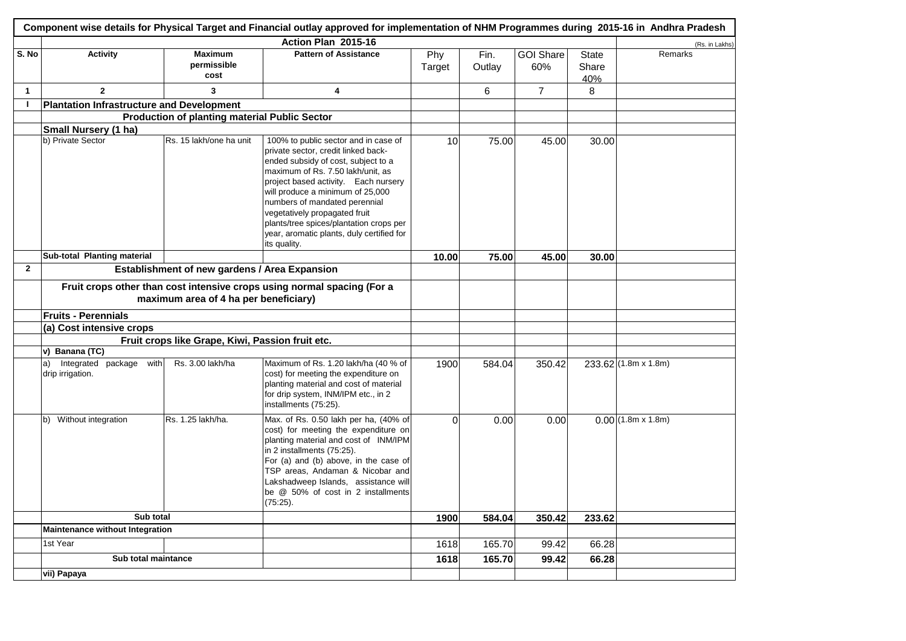# Component wise details for Physical Target and Financial outlay approved for implementation of NHM Programmes during 2015-16 in Andhra Pradesh

| | Action Plan 2015-16 | | | | | | | (Rs. in Lakhs) |
|---|---|---|---|---|---|---|---|---|
| S. No | Activity | Maximum permissible cost | Pattern of Assistance | Phy Target | Fin. Outlay | GOI Share 60% | State Share 40% | Remarks |
| 1 | 2 | 3 | 4 | | 6 | 7 | 8 | |
| I | Plantation Infrastructure and Development | | | | | | | |
| | Production of planting material Public Sector | | | | | | | |
| | Small Nursery (1 ha) | | | | | | | |
| | b) Private Sector | Rs. 15 lakh/one ha unit | 100% to public sector and in case of private sector, credit linked back-ended subsidy of cost, subject to a maximum of Rs. 7.50 lakh/unit, as project based activity. Each nursery will produce a minimum of 25,000 numbers of mandated perennial vegetatively propagated fruit plants/tree spices/plantation crops per year, aromatic plants, duly certified for its quality. | 10 | 75.00 | 45.00 | 30.00 | |
| | Sub-total Planting material | | | 10.00 | 75.00 | 45.00 | 30.00 | |
| 2 | Establishment of new gardens / Area Expansion | | | | | | | |
| | Fruit crops other than cost intensive crops using normal spacing (For a maximum area of 4 ha per beneficiary) | | | | | | | |
| | Fruits - Perennials | | | | | | | |
| | (a) Cost intensive crops | | | | | | | |
| | Fruit crops like Grape, Kiwi, Passion fruit etc. | | | | | | | |
| | v) Banana (TC) | | | | | | | |
| | a) Integrated package with drip irrigation. | Rs. 3.00 lakh/ha | Maximum of Rs. 1.20 lakh/ha (40 % of cost) for meeting the expenditure on planting material and cost of material for drip system, INM/IPM etc., in 2 installments (75:25). | 1900 | 584.04 | 350.42 | 233.62 | (1.8m x 1.8m) |
| | b) Without integration | Rs. 1.25 lakh/ha. | Max. of Rs. 0.50 lakh per ha, (40% of cost) for meeting the expenditure on planting material and cost of INM/IPM in 2 installments (75:25). For (a) and (b) above, in the case of TSP areas, Andaman & Nicobar and Lakshadweep Islands, assistance will be @ 50% of cost in 2 installments (75:25). | 0 | 0.00 | 0.00 | 0.00 | (1.8m x 1.8m) |
| | Sub total | | | 1900 | 584.04 | 350.42 | 233.62 | |
| | Maintenance without Integration | | | | | | | |
| | 1st Year | | | 1618 | 165.70 | 99.42 | 66.28 | |
| | Sub total maintance | | | 1618 | 165.70 | 99.42 | 66.28 | |
| | vii) Papaya | | | | | | | |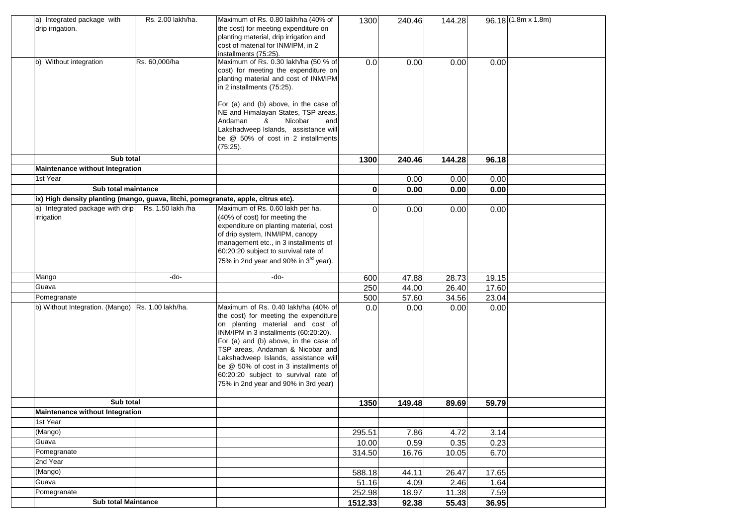| Item | Cost norms | Pattern of assistance | Physical | Financial | | | Remarks |
|---|---|---|---|---|---|---|---|
| a) Integrated package with drip irrigation. | Rs. 2.00 lakh/ha. | Maximum of Rs. 0.80 lakh/ha (40% of the cost) for meeting expenditure on planting material, drip irrigation and cost of material for INM/IPM, in 2 installments (75:25). | 1300 | 240.46 | 144.28 | 96.18 | (1.8m x 1.8m) |
| b) Without integration | Rs. 60,000/ha | Maximum of Rs. 0.30 lakh/ha (50 % of cost) for meeting the expenditure on planting material and cost of INM/IPM in 2 installments (75:25). For (a) and (b) above, in the case of NE and Himalayan States, TSP areas, Andaman & Nicobar and Lakshadweep Islands, assistance will be @ 50% of cost in 2 installments (75:25). | 0.0 | 0.00 | 0.00 | 0.00 | |
| **Sub total** | | | **1300** | **240.46** | **144.28** | **96.18** | |
| **Maintenance without Integration** | | | | | | | |
| 1st Year | | | | 0.00 | 0.00 | 0.00 | |
| **Sub total maintance** | | | **0** | **0.00** | **0.00** | **0.00** | |
| **ix) High density planting (mango, guava, litchi, pomegranate, apple, citrus etc).** | | | | | | | |
| a) Integrated package with drip irrigation | Rs. 1.50 lakh /ha | Maximum of Rs. 0.60 lakh per ha. (40% of cost) for meeting the expenditure on planting material, cost of drip system, INM/IPM, canopy management etc., in 3 installments of 60:20:20 subject to survival rate of 75% in 2nd year and 90% in 3rd year). | 0 | 0.00 | 0.00 | 0.00 | |
| Mango | -do- | -do- | 600 | 47.88 | 28.73 | 19.15 | |
| Guava | | | 250 | 44.00 | 26.40 | 17.60 | |
| Pomegranate | | | 500 | 57.60 | 34.56 | 23.04 | |
| b) Without Integration. (Mango) | Rs. 1.00 lakh/ha. | Maximum of Rs. 0.40 lakh/ha (40% of the cost) for meeting the expenditure on planting material and cost of INM/IPM in 3 installments (60:20:20). For (a) and (b) above, in the case of TSP areas, Andaman & Nicobar and Lakshadweep Islands, assistance will be @ 50% of cost in 3 installments of 60:20:20 subject to survival rate of 75% in 2nd year and 90% in 3rd year) | 0.0 | 0.00 | 0.00 | 0.00 | |
| **Sub total** | | | **1350** | **149.48** | **89.69** | **59.79** | |
| **Maintenance without Integration** | | | | | | | |
| 1st Year | | | | | | | |
| (Mango) | | | 295.51 | 7.86 | 4.72 | 3.14 | |
| Guava | | | 10.00 | 0.59 | 0.35 | 0.23 | |
| Pomegranate | | | 314.50 | 16.76 | 10.05 | 6.70 | |
| 2nd Year | | | | | | | |
| (Mango) | | | 588.18 | 44.11 | 26.47 | 17.65 | |
| Guava | | | 51.16 | 4.09 | 2.46 | 1.64 | |
| Pomegranate | | | 252.98 | 18.97 | 11.38 | 7.59 | |
| **Sub total Maintance** | | | **1512.33** | **92.38** | **55.43** | **36.95** | |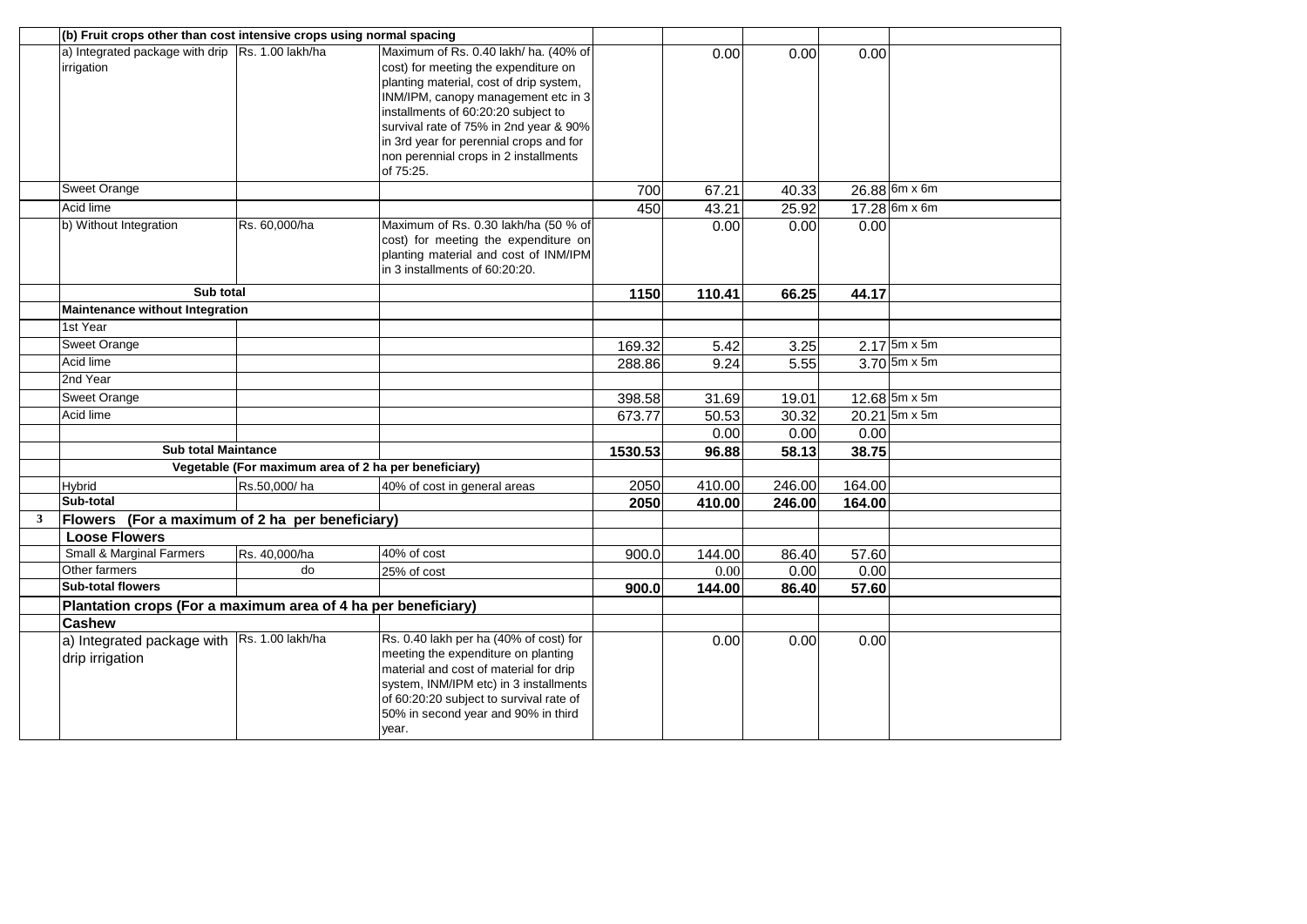|  |  |  |  |  |  |  |  |  |
|---|---|---|---|---|---|---|---|---|
|  | **(b) Fruit crops other than cost intensive crops using normal spacing** |  |  |  |  |  |  |  |
|  | a) Integrated package with drip irrigation | Rs. 1.00 lakh/ha | Maximum of Rs. 0.40 lakh/ ha. (40% of cost) for meeting the expenditure on planting material, cost of drip system, INM/IPM, canopy management etc in 3 installments of 60:20:20 subject to survival rate of 75% in 2nd year & 90% in 3rd year for perennial crops and for non perennial crops in 2 installments of 75:25. |  | 0.00 | 0.00 | 0.00 |  |
|  | Sweet Orange |  |  | 700 | 67.21 | 40.33 | 26.88 | 6m x 6m |
|  | Acid lime |  |  | 450 | 43.21 | 25.92 | 17.28 | 6m x 6m |
|  | b) Without Integration | Rs. 60,000/ha | Maximum of Rs. 0.30 lakh/ha (50 % of cost) for meeting the expenditure on planting material and cost of INM/IPM in 3 installments of 60:20:20. |  | 0.00 | 0.00 | 0.00 |  |
|  | **Sub total** |  |  | **1150** | **110.41** | **66.25** | **44.17** |  |
|  | **Maintenance without Integration** |  |  |  |  |  |  |  |
|  | 1st Year |  |  |  |  |  |  |  |
|  | Sweet Orange |  |  | 169.32 | 5.42 | 3.25 | 2.17 | 5m x 5m |
|  | Acid lime |  |  | 288.86 | 9.24 | 5.55 | 3.70 | 5m x 5m |
|  | 2nd Year |  |  |  |  |  |  |  |
|  | Sweet Orange |  |  | 398.58 | 31.69 | 19.01 | 12.68 | 5m x 5m |
|  | Acid lime |  |  | 673.77 | 50.53 | 30.32 | 20.21 | 5m x 5m |
|  |  |  |  |  | 0.00 | 0.00 | 0.00 |  |
|  | **Sub total Maintance** |  |  | **1530.53** | **96.88** | **58.13** | **38.75** |  |
|  |  | **Vegetable (For maximum area of 2 ha per beneficiary)** |  |  |  |  |  |  |
|  | Hybrid | Rs.50,000/ ha | 40% of cost in general areas | 2050 | 410.00 | 246.00 | 164.00 |  |
|  | **Sub-total** |  |  | **2050** | **410.00** | **246.00** | **164.00** |  |
| **3** | **Flowers (For a maximum of 2 ha per beneficiary)** |  |  |  |  |  |  |  |
|  | **Loose Flowers** |  |  |  |  |  |  |  |
|  | Small & Marginal Farmers | Rs. 40,000/ha | 40% of cost | 900.0 | 144.00 | 86.40 | 57.60 |  |
|  | Other farmers | do | 25% of cost |  | 0.00 | 0.00 | 0.00 |  |
|  | **Sub-total flowers** |  |  | **900.0** | **144.00** | **86.40** | **57.60** |  |
|  | **Plantation crops (For a maximum area of 4 ha per beneficiary)** |  |  |  |  |  |  |  |
|  | **Cashew** |  |  |  |  |  |  |  |
|  | a) Integrated package with drip irrigation | Rs. 1.00 lakh/ha | Rs. 0.40 lakh per ha (40% of cost) for meeting the expenditure on planting material and cost of material for drip system, INM/IPM etc) in 3 installments of 60:20:20 subject to survival rate of 50% in second year and 90% in third year. |  | 0.00 | 0.00 | 0.00 |  |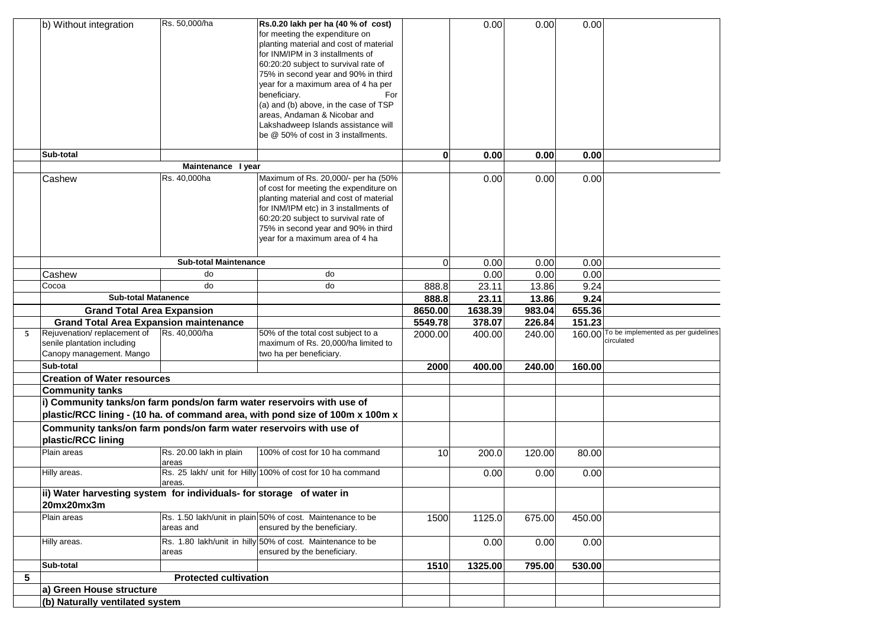|  |  |  |  |  |  |  |  |  |
|---|---|---|---|---|---|---|---|---|
|  | b) Without integration | Rs. 50,000/ha | **Rs.0.20 lakh per ha (40 % of cost)** for meeting the expenditure on planting material and cost of material for INM/IPM in 3 installments of 60:20:20 subject to survival rate of 75% in second year and 90% in third year for a maximum area of 4 ha per beneficiary. For (a) and (b) above, in the case of TSP areas, Andaman & Nicobar and Lakshadweep Islands assistance will be @ 50% of cost in 3 installments. |  | 0.00 | 0.00 | 0.00 |  |
|  | **Sub-total** |  |  | **0** | **0.00** | **0.00** | **0.00** |  |
|  |  | **Maintenance I year** |  |  |  |  |  |  |
|  | Cashew | Rs. 40,000ha | Maximum of Rs. 20,000/- per ha (50% of cost for meeting the expenditure on planting material and cost of material for INM/IPM etc) in 3 installments of 60:20:20 subject to survival rate of 75% in second year and 90% in third year for a maximum area of 4 ha |  | 0.00 | 0.00 | 0.00 |  |
|  |  | **Sub-total Maintenance** |  | 0 | 0.00 | 0.00 | 0.00 |  |
|  | Cashew | do | do |  | 0.00 | 0.00 | 0.00 |  |
|  | Cocoa | do | do | 888.8 | 23.11 | 13.86 | 9.24 |  |
|  | **Sub-total Matanence** |  |  | **888.8** | **23.11** | **13.86** | **9.24** |  |
|  | **Grand Total Area Expansion** |  |  | **8650.00** | **1638.39** | **983.04** | **655.36** |  |
|  | **Grand Total Area Expansion maintenance** |  |  | **5549.78** | **378.07** | **226.84** | **151.23** |  |
| **5** | Rejuvenation/ replacement of senile plantation including Canopy management. Mango | Rs. 40,000/ha | 50% of the total cost subject to a maximum of Rs. 20,000/ha limited to two ha per beneficiary. | 2000.00 | 400.00 | 240.00 | 160.00 | To be implemented as per guidelines circulated |
|  | **Sub-total** |  |  | **2000** | **400.00** | **240.00** | **160.00** |  |
|  | **Creation of Water resources** |  |  |  |  |  |  |  |
|  | **Community tanks** |  |  |  |  |  |  |  |
|  | **i) Community tanks/on farm ponds/on farm water reservoirs with use of plastic/RCC lining - (10 ha. of command area, with pond size of 100m x 100m x** |  |  |  |  |  |  |  |
|  | **Community tanks/on farm ponds/on farm water reservoirs with use of plastic/RCC lining** |  |  |  |  |  |  |  |
|  | Plain areas | Rs. 20.00 lakh in plain areas | 100% of cost for 10 ha command | 10 | 200.0 | 120.00 | 80.00 |  |
|  | Hilly areas. | Rs. 25 lakh/ unit for Hilly areas. | 100% of cost for 10 ha command |  | 0.00 | 0.00 | 0.00 |  |
|  | **ii) Water harvesting system for individuals- for storage of water in 20mx20mx3m** |  |  |  |  |  |  |  |
|  | Plain areas | Rs. 1.50 lakh/unit in plain areas and | 50% of cost. Maintenance to be ensured by the beneficiary. | 1500 | 1125.0 | 675.00 | 450.00 |  |
|  | Hilly areas. | Rs. 1.80 lakh/unit in hilly areas | 50% of cost. Maintenance to be ensured by the beneficiary. |  | 0.00 | 0.00 | 0.00 |  |
|  | **Sub-total** |  |  | **1510** | **1325.00** | **795.00** | **530.00** |  |
| **5** |  | **Protected cultivation** |  |  |  |  |  |  |
|  | **a) Green House structure** |  |  |  |  |  |  |  |
|  | **(b) Naturally ventilated system** |  |  |  |  |  |  |  |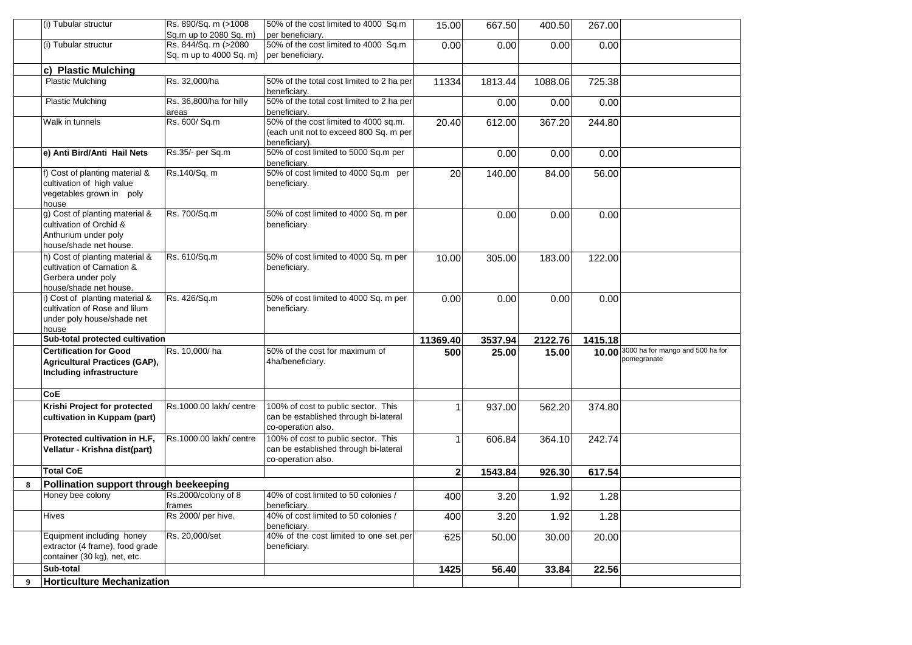| | | | | | | | | |
|---|---|---|---|---|---|---|---|---|
| | (i) Tubular structur | Rs. 890/Sq. m (>1008 Sq.m up to 2080 Sq. m) | 50% of the cost limited to 4000 Sq.m per beneficiary. | 15.00 | 667.50 | 400.50 | 267.00 | |
| | (i) Tubular structur | Rs. 844/Sq. m (>2080 Sq. m up to 4000 Sq. m) | 50% of the cost limited to 4000 Sq.m per beneficiary. | 0.00 | 0.00 | 0.00 | 0.00 | |
| | **c) Plastic Mulching** | | | | | | | |
| | Plastic Mulching | Rs. 32,000/ha | 50% of the total cost limited to 2 ha per beneficiary. | 11334 | 1813.44 | 1088.06 | 725.38 | |
| | Plastic Mulching | Rs. 36,800/ha for hilly areas | 50% of the total cost limited to 2 ha per beneficiary. | | 0.00 | 0.00 | 0.00 | |
| | Walk in tunnels | Rs. 600/ Sq.m | 50% of the cost limited to 4000 sq.m. (each unit not to exceed 800 Sq. m per beneficiary). | 20.40 | 612.00 | 367.20 | 244.80 | |
| | **e) Anti Bird/Anti Hail Nets** | Rs.35/- per Sq.m | 50% of cost limited to 5000 Sq.m per beneficiary. | | 0.00 | 0.00 | 0.00 | |
| | f) Cost of planting material & cultivation of high value vegetables grown in poly house | Rs.140/Sq. m | 50% of cost limited to 4000 Sq.m per beneficiary. | 20 | 140.00 | 84.00 | 56.00 | |
| | g) Cost of planting material & cultivation of Orchid & Anthurium under poly house/shade net house. | Rs. 700/Sq.m | 50% of cost limited to 4000 Sq. m per beneficiary. | | 0.00 | 0.00 | 0.00 | |
| | h) Cost of planting material & cultivation of Carnation & Gerbera under poly house/shade net house. | Rs. 610/Sq.m | 50% of cost limited to 4000 Sq. m per beneficiary. | 10.00 | 305.00 | 183.00 | 122.00 | |
| | i) Cost of planting material & cultivation of Rose and lilum under poly house/shade net house | Rs. 426/Sq.m | 50% of cost limited to 4000 Sq. m per beneficiary. | 0.00 | 0.00 | 0.00 | 0.00 | |
| | **Sub-total protected cultivation** | | | **11369.40** | **3537.94** | **2122.76** | **1415.18** | |
| | **Certification for Good Agricultural Practices (GAP), Including infrastructure** | Rs. 10,000/ ha | 50% of the cost for maximum of 4ha/beneficiary. | **500** | **25.00** | **15.00** | **10.00** | 3000 ha for mango and 500 ha for pomegranate |
| | **CoE** | | | | | | | |
| | **Krishi Project for protected cultivation in Kuppam (part)** | Rs.1000.00 lakh/ centre | 100% of cost to public sector. This can be established through bi-lateral co-operation also. | 1 | 937.00 | 562.20 | 374.80 | |
| | **Protected cultivation in H.F, Vellatur - Krishna dist(part)** | Rs.1000.00 lakh/ centre | 100% of cost to public sector. This can be established through bi-lateral co-operation also. | 1 | 606.84 | 364.10 | 242.74 | |
| | **Total CoE** | | | **2** | **1543.84** | **926.30** | **617.54** | |
| **8** | **Pollination support through beekeeping** | | | | | | | |
| | Honey bee colony | Rs.2000/colony of 8 frames | 40% of cost limited to 50 colonies / beneficiary. | 400 | 3.20 | 1.92 | 1.28 | |
| | Hives | Rs 2000/ per hive. | 40% of cost limited to 50 colonies / beneficiary. | 400 | 3.20 | 1.92 | 1.28 | |
| | Equipment including honey extractor (4 frame), food grade container (30 kg), net, etc. | Rs. 20,000/set | 40% of the cost limited to one set per beneficiary. | 625 | 50.00 | 30.00 | 20.00 | |
| | **Sub-total** | | | **1425** | **56.40** | **33.84** | **22.56** | |
| **9** | **Horticulture Mechanization** | | | | | | | |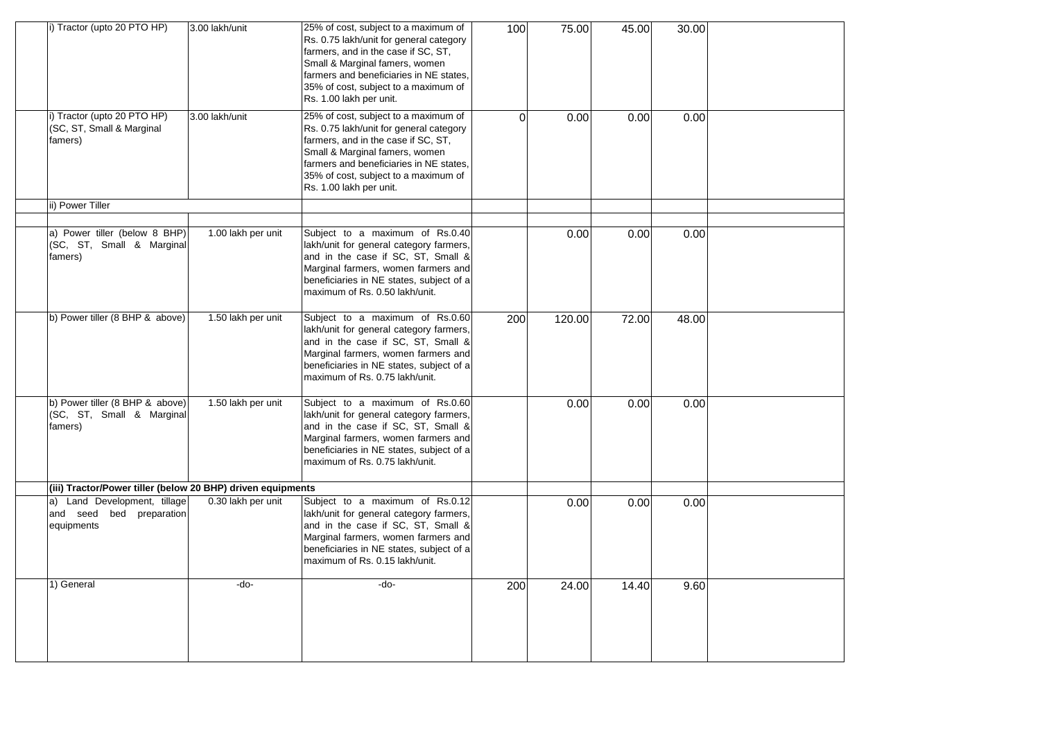| | | | | | | | | |
|---|---|---|---|---|---|---|---|---|
| | i) Tractor (upto 20 PTO HP) | 3.00 lakh/unit | 25% of cost, subject to a maximum of Rs. 0.75 lakh/unit for general category farmers, and in the case if SC, ST, Small & Marginal famers, women farmers and beneficiaries in NE states, 35% of cost, subject to a maximum of Rs. 1.00 lakh per unit. | 100 | 75.00 | 45.00 | 30.00 | |
| | i) Tractor (upto 20 PTO HP) (SC, ST, Small & Marginal famers) | 3.00 lakh/unit | 25% of cost, subject to a maximum of Rs. 0.75 lakh/unit for general category farmers, and in the case if SC, ST, Small & Marginal famers, women farmers and beneficiaries in NE states, 35% of cost, subject to a maximum of Rs. 1.00 lakh per unit. | 0 | 0.00 | 0.00 | 0.00 | |
| | ii) Power Tiller | | | | | | | |
| | | | | | | | | |
| | a) Power tiller (below 8 BHP) (SC, ST, Small & Marginal famers) | 1.00 lakh per unit | Subject to a maximum of Rs.0.40 lakh/unit for general category farmers, and in the case if SC, ST, Small & Marginal farmers, women farmers and beneficiaries in NE states, subject of a maximum of Rs. 0.50 lakh/unit. | | 0.00 | 0.00 | 0.00 | |
| | b) Power tiller (8 BHP & above) | 1.50 lakh per unit | Subject to a maximum of Rs.0.60 lakh/unit for general category farmers, and in the case if SC, ST, Small & Marginal farmers, women farmers and beneficiaries in NE states, subject of a maximum of Rs. 0.75 lakh/unit. | 200 | 120.00 | 72.00 | 48.00 | |
| | b) Power tiller (8 BHP & above) (SC, ST, Small & Marginal famers) | 1.50 lakh per unit | Subject to a maximum of Rs.0.60 lakh/unit for general category farmers, and in the case if SC, ST, Small & Marginal farmers, women farmers and beneficiaries in NE states, subject of a maximum of Rs. 0.75 lakh/unit. | | 0.00 | 0.00 | 0.00 | |
| | **(iii) Tractor/Power tiller (below 20 BHP) driven equipments** | | | | | | | |
| | a) Land Development, tillage and seed bed preparation equipments | 0.30 lakh per unit | Subject to a maximum of Rs.0.12 lakh/unit for general category farmers, and in the case if SC, ST, Small & Marginal farmers, women farmers and beneficiaries in NE states, subject of a maximum of Rs. 0.15 lakh/unit. | | 0.00 | 0.00 | 0.00 | |
| | 1) General | -do- | -do- | 200 | 24.00 | 14.40 | 9.60 | |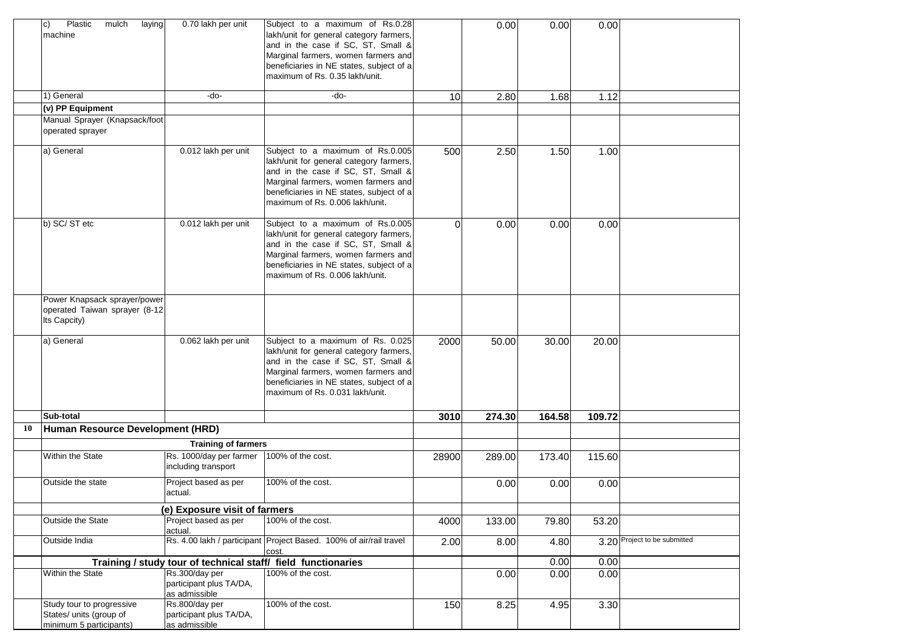| | | | | | | | | |
|---|---|---|---|---|---|---|---|---|
| | c) Plastic mulch laying machine | 0.70 lakh per unit | Subject to a maximum of Rs.0.28 lakh/unit for general category farmers, and in the case if SC, ST, Small & Marginal farmers, women farmers and beneficiaries in NE states, subject of a maximum of Rs. 0.35 lakh/unit. | | 0.00 | 0.00 | 0.00 | |
| | 1) General | -do- | -do- | 10 | 2.80 | 1.68 | 1.12 | |
| | **(v) PP Equipment** | | | | | | | |
| | Manual Sprayer (Knapsack/foot operated sprayer | | | | | | | |
| | a) General | 0.012 lakh per unit | Subject to a maximum of Rs.0.005 lakh/unit for general category farmers, and in the case if SC, ST, Small & Marginal farmers, women farmers and beneficiaries in NE states, subject of a maximum of Rs. 0.006 lakh/unit. | 500 | 2.50 | 1.50 | 1.00 | |
| | b) SC/ ST etc | 0.012 lakh per unit | Subject to a maximum of Rs.0.005 lakh/unit for general category farmers, and in the case if SC, ST, Small & Marginal farmers, women farmers and beneficiaries in NE states, subject of a maximum of Rs. 0.006 lakh/unit. | 0 | 0.00 | 0.00 | 0.00 | |
| | Power Knapsack sprayer/power operated Taiwan sprayer (8-12 lts Capcity) | | | | | | | |
| | a) General | 0.062 lakh per unit | Subject to a maximum of Rs. 0.025 lakh/unit for general category farmers, and in the case if SC, ST, Small & Marginal farmers, women farmers and beneficiaries in NE states, subject of a maximum of Rs. 0.031 lakh/unit. | 2000 | 50.00 | 30.00 | 20.00 | |
| | **Sub-total** | | | **3010** | **274.30** | **164.58** | **109.72** | |
| **10** | **Human Resource Development (HRD)** | | | | | | | |
| | | **Training of farmers** | | | | | | |
| | Within the State | Rs. 1000/day per farmer including transport | 100% of the cost. | 28900 | 289.00 | 173.40 | 115.60 | |
| | Outside the state | Project based as per actual. | 100% of the cost. | | 0.00 | 0.00 | 0.00 | |
| | | **(e) Exposure visit of farmers** | | | | | | |
| | Outside the State | Project based as per actual. | 100% of the cost. | 4000 | 133.00 | 79.80 | 53.20 | |
| | Outside India | Rs. 4.00 lakh / participant | Project Based. 100% of air/rail travel cost. | 2.00 | 8.00 | 4.80 | 3.20 | Project to be submitted |
| | | **Training / study tour of technical staff/ field functionaries** | | | | 0.00 | 0.00 | |
| | Within the State | Rs.300/day per participant plus TA/DA, as admissible | 100% of the cost. | | 0.00 | 0.00 | 0.00 | |
| | Study tour to progressive States/ units (group of minimum 5 participants) | Rs.800/day per participant plus TA/DA, as admissible | 100% of the cost. | 150 | 8.25 | 4.95 | 3.30 | |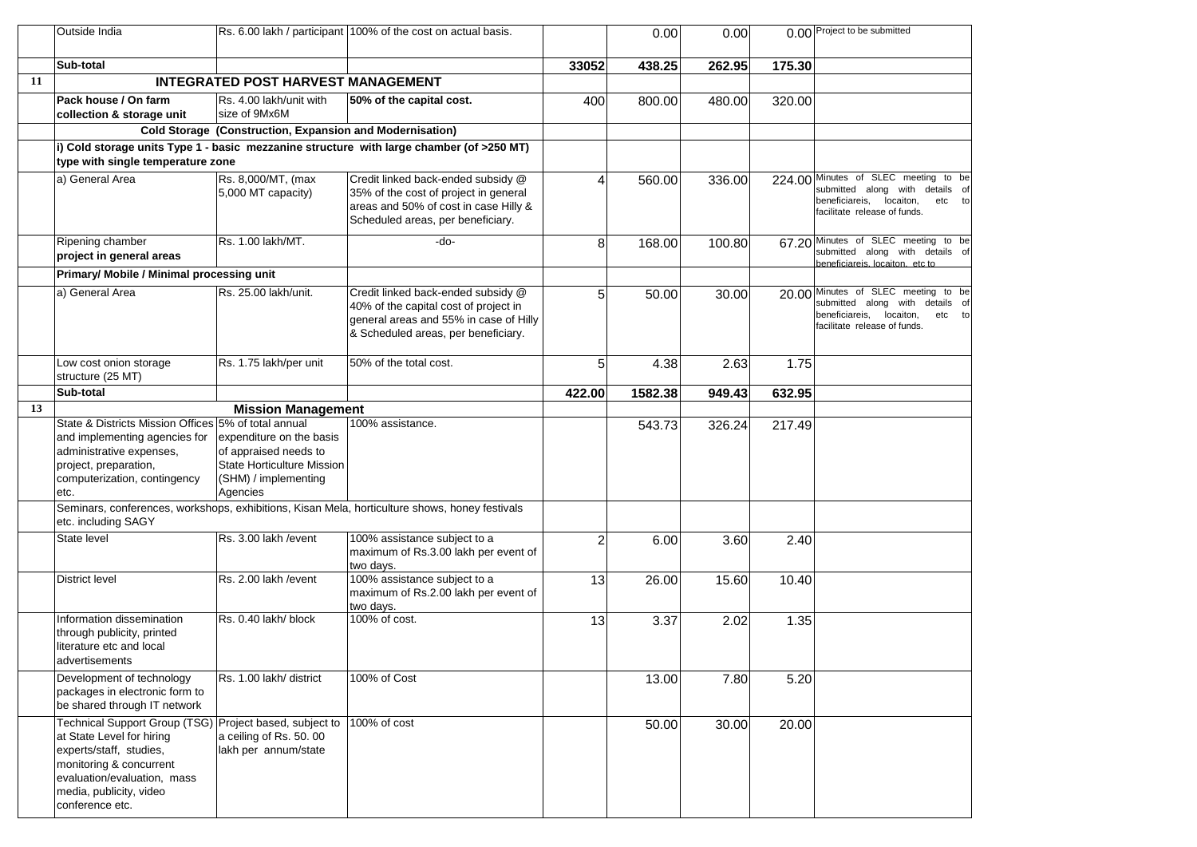| | | | | | | | | |
|---|---|---|---|---|---|---|---|---|
| | Outside India | Rs. 6.00 lakh / participant | 100% of the cost on actual basis. | | 0.00 | 0.00 | 0.00 | Project to be submitted |
| | **Sub-total** | | | **33052** | **438.25** | **262.95** | **175.30** | |
| **11** | **INTEGRATED POST HARVEST MANAGEMENT** | | | | | | | |
| | **Pack house / On farm collection & storage unit** | Rs. 4.00 lakh/unit with size of 9Mx6M | **50% of the capital cost.** | 400 | 800.00 | 480.00 | 320.00 | |
| | **Cold Storage (Construction, Expansion and Modernisation)** | | | | | | | |
| | **i) Cold storage units Type 1 - basic mezzanine structure with large chamber (of >250 MT) type with single temperature zone** | | | | | | | |
| | a) General Area | Rs. 8,000/MT, (max 5,000 MT capacity) | Credit linked back-ended subsidy @ 35% of the cost of project in general areas and 50% of cost in case Hilly & Scheduled areas, per beneficiary. | 4 | 560.00 | 336.00 | 224.00 | Minutes of SLEC meeting to be submitted along with details of beneficiareis, locaiton, etc to facilitate release of funds. |
| | Ripening chamber project in general areas | Rs. 1.00 lakh/MT. | -do- | 8 | 168.00 | 100.80 | 67.20 | Minutes of SLEC meeting to be submitted along with details of beneficiareis, locaiton, etc to |
| | **Primary/ Mobile / Minimal processing unit** | | | | | | | |
| | a) General Area | Rs. 25.00 lakh/unit. | Credit linked back-ended subsidy @ 40% of the capital cost of project in general areas and 55% in case of Hilly & Scheduled areas, per beneficiary. | 5 | 50.00 | 30.00 | 20.00 | Minutes of SLEC meeting to be submitted along with details of beneficiareis, locaiton, etc to facilitate release of funds. |
| | Low cost onion storage structure (25 MT) | Rs. 1.75 lakh/per unit | 50% of the total cost. | 5 | 4.38 | 2.63 | 1.75 | |
| | **Sub-total** | | | **422.00** | **1582.38** | **949.43** | **632.95** | |
| **13** | **Mission Management** | | | | | | | |
| | State & Districts Mission Offices and implementing agencies for administrative expenses, project, preparation, computerization, contingency etc. | 5% of total annual expenditure on the basis of appraised needs to State Horticulture Mission (SHM) / implementing Agencies | 100% assistance. | | 543.73 | 326.24 | 217.49 | |
| | Seminars, conferences, workshops, exhibitions, Kisan Mela, horticulture shows, honey festivals etc. including SAGY | | | | | | | |
| | State level | Rs. 3.00 lakh /event | 100% assistance subject to a maximum of Rs.3.00 lakh per event of two days. | 2 | 6.00 | 3.60 | 2.40 | |
| | District level | Rs. 2.00 lakh /event | 100% assistance subject to a maximum of Rs.2.00 lakh per event of two days. | 13 | 26.00 | 15.60 | 10.40 | |
| | Information dissemination through publicity, printed literature etc and local advertisements | Rs. 0.40 lakh/ block | 100% of cost. | 13 | 3.37 | 2.02 | 1.35 | |
| | Development of technology packages in electronic form to be shared through IT network | Rs. 1.00 lakh/ district | 100% of Cost | | 13.00 | 7.80 | 5.20 | |
| | Technical Support Group (TSG) at State Level for hiring experts/staff, studies, monitoring & concurrent evaluation/evaluation, mass media, publicity, video conference etc. | Project based, subject to a ceiling of Rs. 50. 00 lakh per annum/state | 100% of cost | | 50.00 | 30.00 | 20.00 | |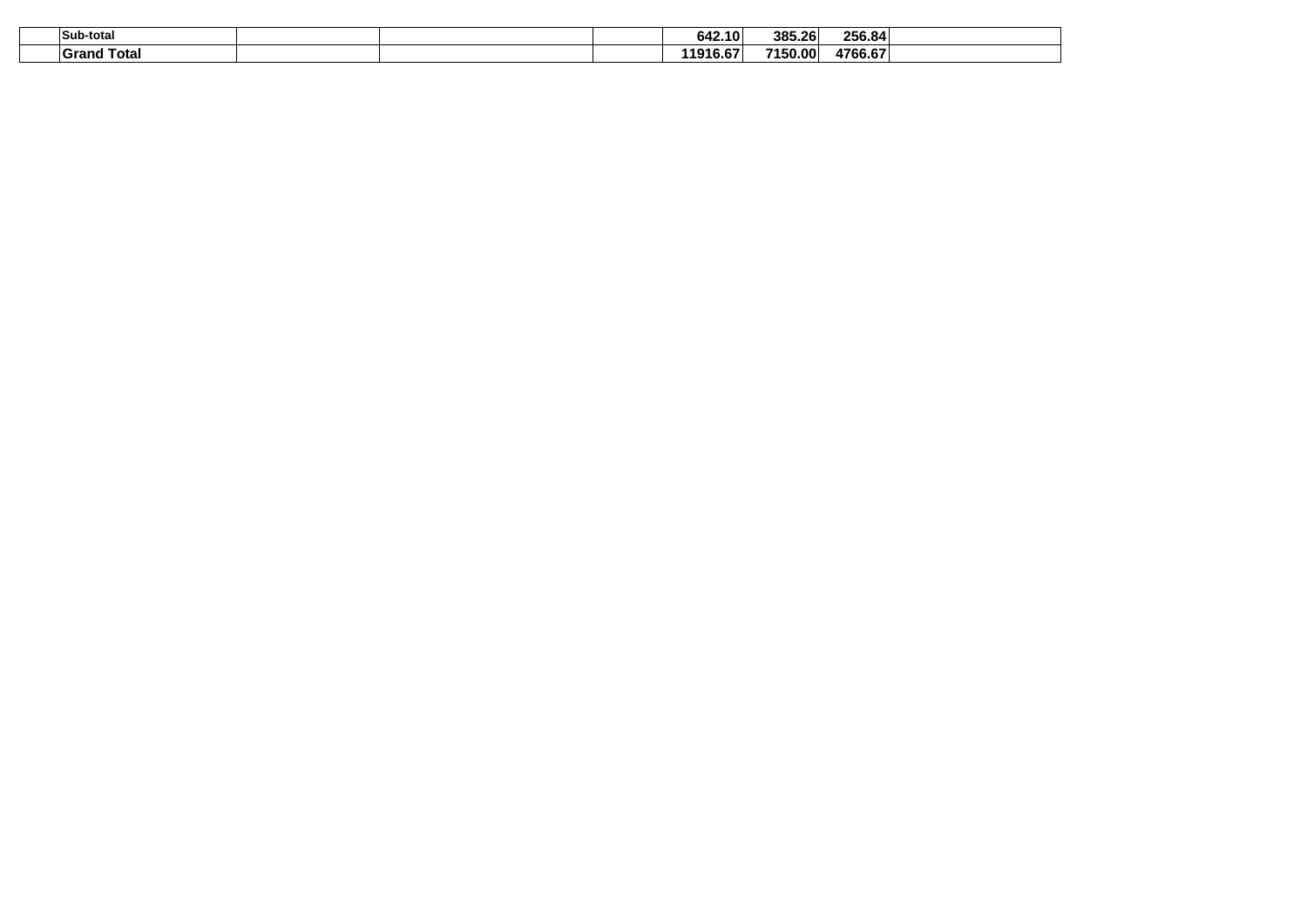| | | | | | | | | |
|---|---|---|---|---|---|---|---|---|
| | **Sub-total** | | | | **642.10** | **385.26** | **256.84** | |
| | **Grand Total** | | | | **11916.67** | **7150.00** | **4766.67** | |